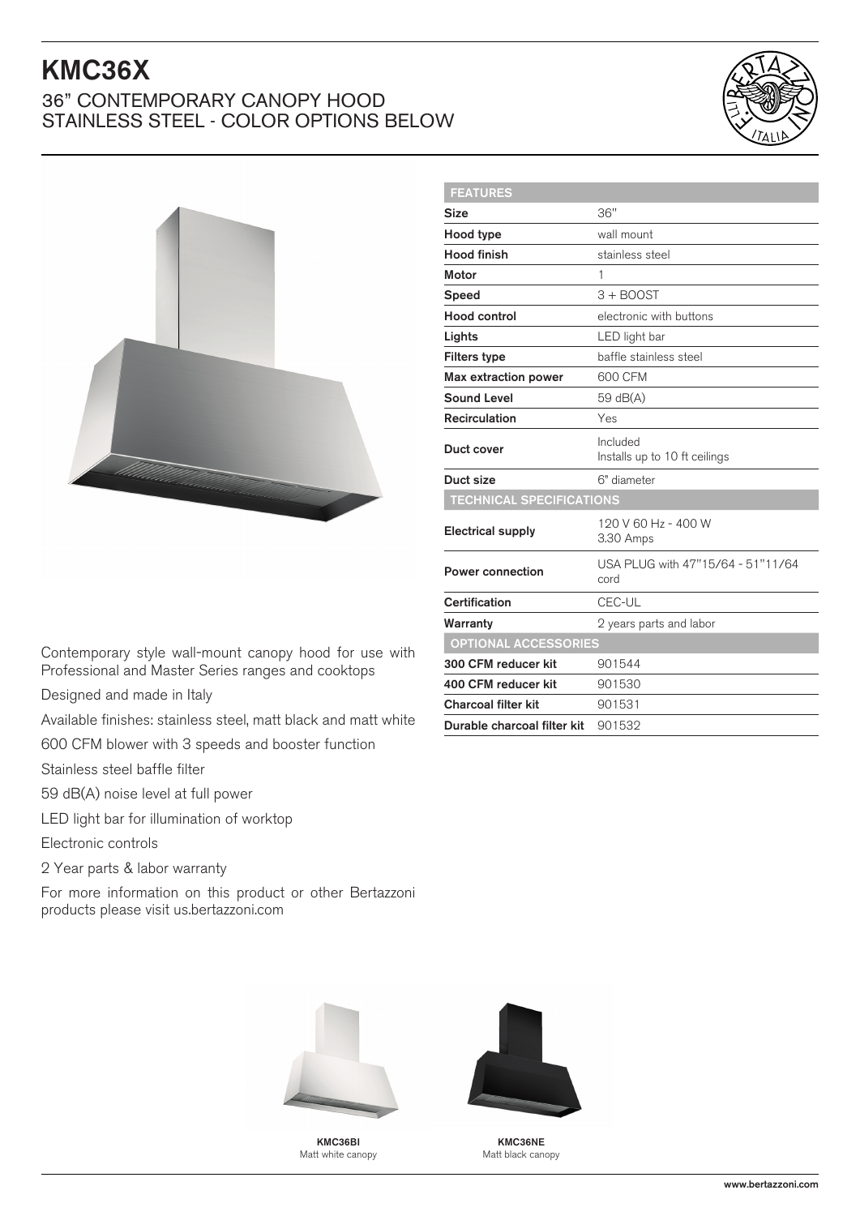# KMC36X

## 36" CONTEMPORARY CANOPY HOOD
## STAINLESS STEEL - COLOR OPTIONS BELOW

| FEATURES | |
|---|---|
| **Size** | 36" |
| **Hood type** | wall mount |
| **Hood finish** | stainless steel |
| **Motor** | 1 |
| **Speed** | 3 + BOOST |
| **Hood control** | electronic with buttons |
| **Lights** | LED light bar |
| **Filters type** | baffle stainless steel |
| **Max extraction power** | 600 CFM |
| **Sound Level** | 59 dB(A) |
| **Recirculation** | Yes |
| **Duct cover** | Included<br>Installs up to 10 ft ceilings |
| **Duct size** | 6" diameter |
| **TECHNICAL SPECIFICATIONS** | |
| **Electrical supply** | 120 V 60 Hz - 400 W<br>3.30 Amps |
| **Power connection** | USA PLUG with 47"15/64 - 51"11/64 cord |
| **Certification** | CEC-UL |
| **Warranty** | 2 years parts and labor |
| **OPTIONAL ACCESSORIES** | |
| **300 CFM reducer kit** | 901544 |
| **400 CFM reducer kit** | 901530 |
| **Charcoal filter kit** | 901531 |
| **Durable charcoal filter kit** | 901532 |

Contemporary style wall-mount canopy hood for use with Professional and Master Series ranges and cooktops

Designed and made in Italy

Available finishes: stainless steel, matt black and matt white

600 CFM blower with 3 speeds and booster function

Stainless steel baffle filter

59 dB(A) noise level at full power

LED light bar for illumination of worktop

Electronic controls

2 Year parts & labor warranty

For more information on this product or other Bertazzoni products please visit us.bertazzoni.com

**KMC36BI**
Matt white canopy

**KMC36NE**
Matt black canopy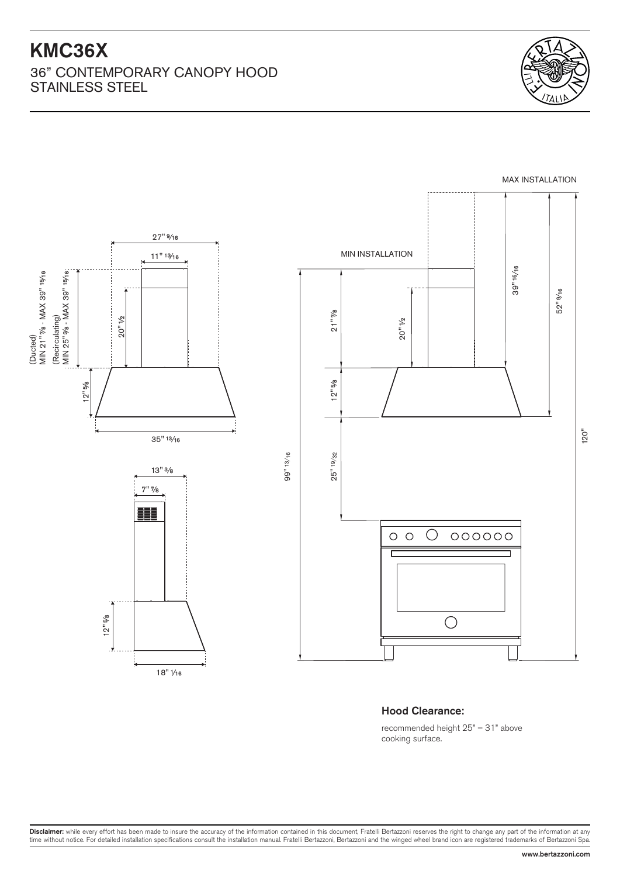# KMC36X

36" CONTEMPORARY CANOPY HOOD
STAINLESS STEEL

27" 9/16

11" 13/16

(Ducted)
MIN 21" 7/8 - MAX 39" 15/16

(Recirculating)
MIN 25" 3/8 - MAX 39" 15/16

20" 1/2

12" 5/8

35" 13/16

13" 3/8

7" 7/8

12" 5/8

18" 1/16

MAX INSTALLATION

MIN INSTALLATION

21" 7/8

20" 1/2

12" 5/8

25" 19/32

99" 13/16

39" 15/16

52" 9/16

120"

### Hood Clearance:

recommended height 25" – 31" above cooking surface.

**Disclaimer:** while every effort has been made to insure the accuracy of the information contained in this document, Fratelli Bertazzoni reserves the right to change any part of the information at any time without notice. For detailed installation specifications consult the installation manual. Fratelli Bertazzoni, Bertazzoni and the winged wheel brand icon are registered trademarks of Bertazzoni Spa.

www.bertazzoni.com